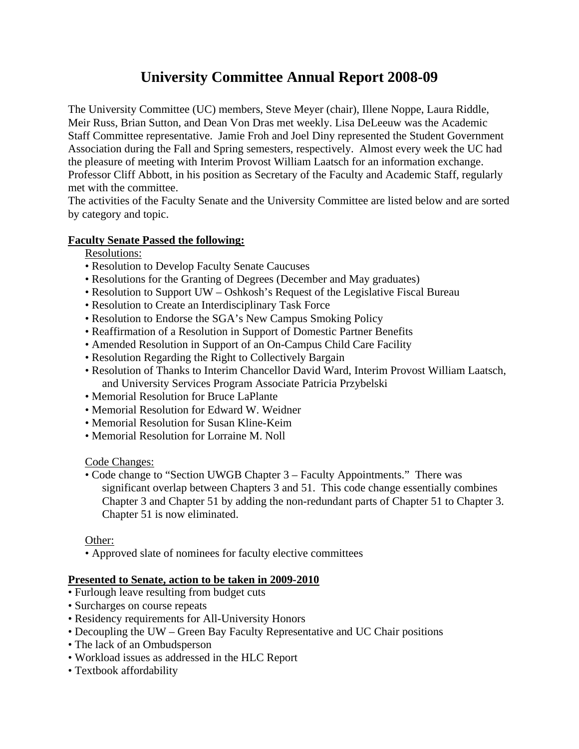# University Committee Annual Report 2008-09

The University Committee (UC) members, Steve Meyer (chair), Illene Noppe, Laura Riddle, Meir Russ, Brian Sutton, and Dean Von Dras met weekly. Lisa DeLeeuw was the Academic Staff Committee representative. Jamie Froh and Joel Diny represented the Student Government Association during the Fall and Spring semesters, respectively. Almost every week the UC had the pleasure of meeting with Interim Provost William Laatsch for an information exchange. Professor Cliff Abbott, in his position as Secretary of the Faculty and Academic Staff, regularly met with the committee.

The activities of the Faculty Senate and the University Committee are listed below and are sorted by category and topic.

## Faculty Senate Passed the following:

### Resolutions:

- Resolution to Develop Faculty Senate Caucuses
- Resolutions for the Granting of Degrees (December and May graduates)
- Resolution to Support UW – Oshkosh's Request of the Legislative Fiscal Bureau
- Resolution to Create an Interdisciplinary Task Force
- Resolution to Endorse the SGA's New Campus Smoking Policy
- Reaffirmation of a Resolution in Support of Domestic Partner Benefits
- Amended Resolution in Support of an On-Campus Child Care Facility
- Resolution Regarding the Right to Collectively Bargain
- Resolution of Thanks to Interim Chancellor David Ward, Interim Provost William Laatsch, and University Services Program Associate Patricia Przybelski
- Memorial Resolution for Bruce LaPlante
- Memorial Resolution for Edward W. Weidner
- Memorial Resolution for Susan Kline-Keim
- Memorial Resolution for Lorraine M. Noll

### Code Changes:

- Code change to "Section UWGB Chapter 3 – Faculty Appointments." There was significant overlap between Chapters 3 and 51. This code change essentially combines Chapter 3 and Chapter 51 by adding the non-redundant parts of Chapter 51 to Chapter 3. Chapter 51 is now eliminated.

### Other:

- Approved slate of nominees for faculty elective committees

## Presented to Senate, action to be taken in 2009-2010

- Furlough leave resulting from budget cuts
- Surcharges on course repeats
- Residency requirements for All-University Honors
- Decoupling the UW – Green Bay Faculty Representative and UC Chair positions
- The lack of an Ombudsperson
- Workload issues as addressed in the HLC Report
- Textbook affordability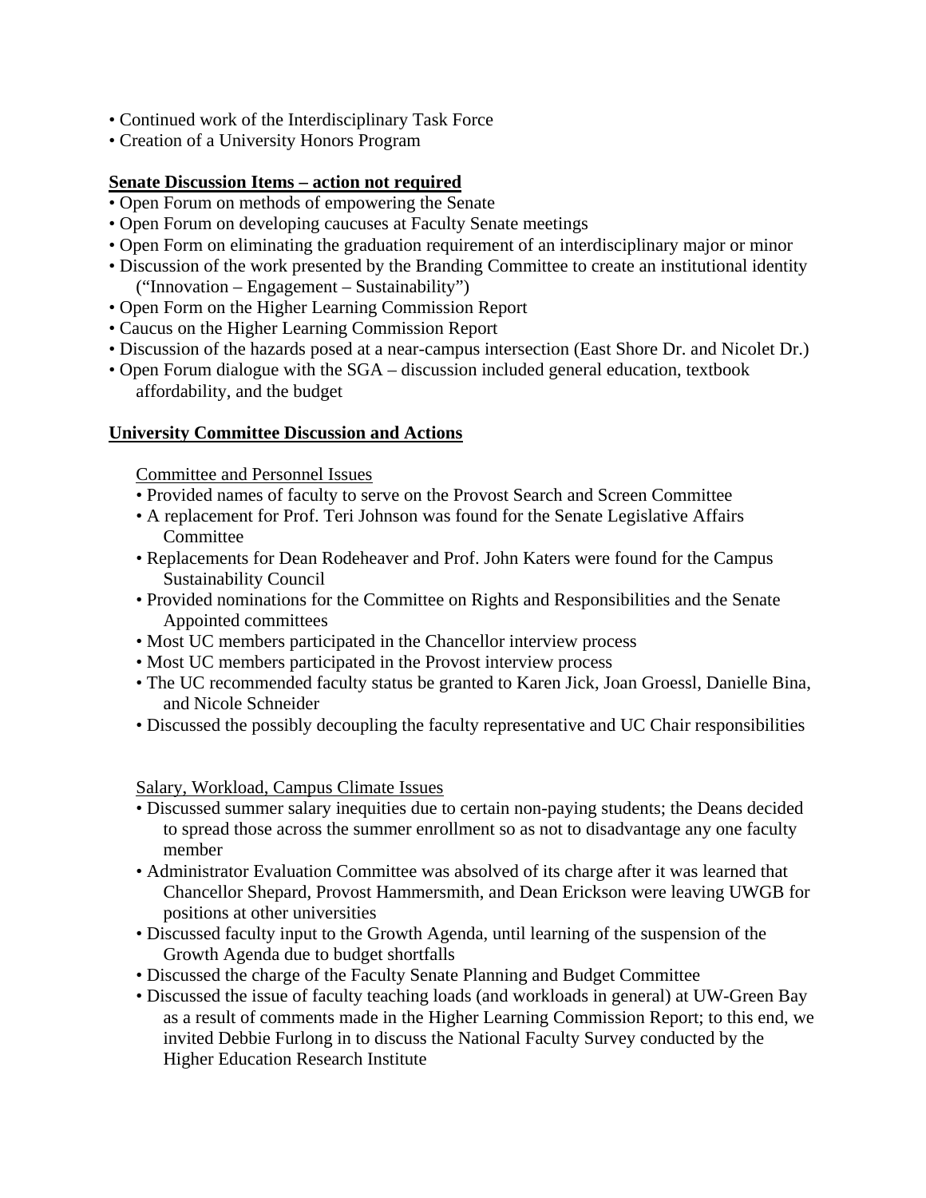- Continued work of the Interdisciplinary Task Force
- Creation of a University Honors Program

**<u>Senate Discussion Items – action not required</u>**

- Open Forum on methods of empowering the Senate
- Open Forum on developing caucuses at Faculty Senate meetings
- Open Form on eliminating the graduation requirement of an interdisciplinary major or minor
- Discussion of the work presented by the Branding Committee to create an institutional identity ("Innovation – Engagement – Sustainability")
- Open Form on the Higher Learning Commission Report
- Caucus on the Higher Learning Commission Report
- Discussion of the hazards posed at a near-campus intersection (East Shore Dr. and Nicolet Dr.)
- Open Forum dialogue with the SGA – discussion included general education, textbook affordability, and the budget

**<u>University Committee Discussion and Actions</u>**

<u>Committee and Personnel Issues</u>

- Provided names of faculty to serve on the Provost Search and Screen Committee
- A replacement for Prof. Teri Johnson was found for the Senate Legislative Affairs Committee
- Replacements for Dean Rodeheaver and Prof. John Katers were found for the Campus Sustainability Council
- Provided nominations for the Committee on Rights and Responsibilities and the Senate Appointed committees
- Most UC members participated in the Chancellor interview process
- Most UC members participated in the Provost interview process
- The UC recommended faculty status be granted to Karen Jick, Joan Groessl, Danielle Bina, and Nicole Schneider
- Discussed the possibly decoupling the faculty representative and UC Chair responsibilities

<u>Salary, Workload, Campus Climate Issues</u>

- Discussed summer salary inequities due to certain non-paying students; the Deans decided to spread those across the summer enrollment so as not to disadvantage any one faculty member
- Administrator Evaluation Committee was absolved of its charge after it was learned that Chancellor Shepard, Provost Hammersmith, and Dean Erickson were leaving UWGB for positions at other universities
- Discussed faculty input to the Growth Agenda, until learning of the suspension of the Growth Agenda due to budget shortfalls
- Discussed the charge of the Faculty Senate Planning and Budget Committee
- Discussed the issue of faculty teaching loads (and workloads in general) at UW-Green Bay as a result of comments made in the Higher Learning Commission Report; to this end, we invited Debbie Furlong in to discuss the National Faculty Survey conducted by the Higher Education Research Institute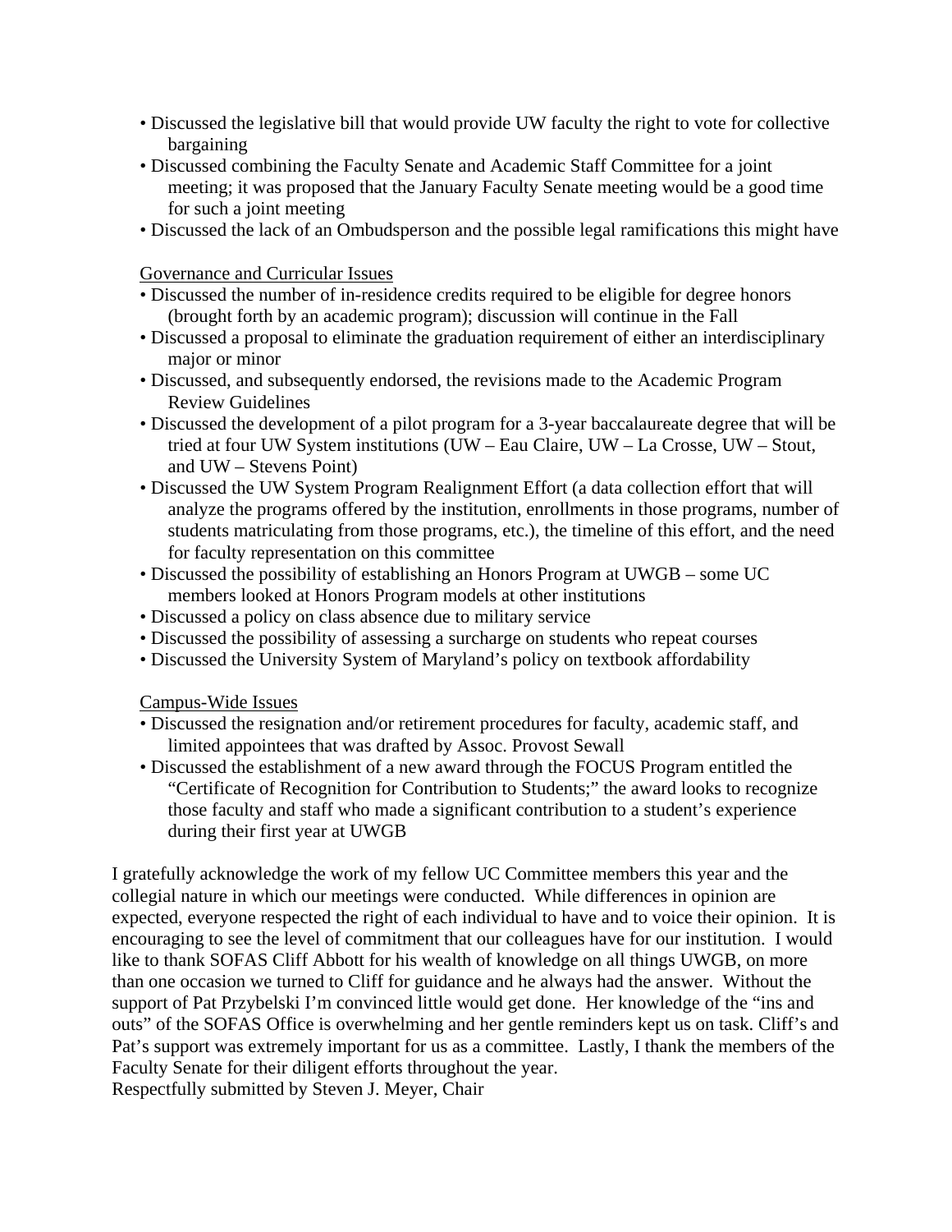- Discussed the legislative bill that would provide UW faculty the right to vote for collective bargaining
- Discussed combining the Faculty Senate and Academic Staff Committee for a joint meeting; it was proposed that the January Faculty Senate meeting would be a good time for such a joint meeting
- Discussed the lack of an Ombudsperson and the possible legal ramifications this might have

Governance and Curricular Issues

- Discussed the number of in-residence credits required to be eligible for degree honors (brought forth by an academic program); discussion will continue in the Fall
- Discussed a proposal to eliminate the graduation requirement of either an interdisciplinary major or minor
- Discussed, and subsequently endorsed, the revisions made to the Academic Program Review Guidelines
- Discussed the development of a pilot program for a 3-year baccalaureate degree that will be tried at four UW System institutions (UW – Eau Claire, UW – La Crosse, UW – Stout, and UW – Stevens Point)
- Discussed the UW System Program Realignment Effort (a data collection effort that will analyze the programs offered by the institution, enrollments in those programs, number of students matriculating from those programs, etc.), the timeline of this effort, and the need for faculty representation on this committee
- Discussed the possibility of establishing an Honors Program at UWGB – some UC members looked at Honors Program models at other institutions
- Discussed a policy on class absence due to military service
- Discussed the possibility of assessing a surcharge on students who repeat courses
- Discussed the University System of Maryland's policy on textbook affordability

Campus-Wide Issues

- Discussed the resignation and/or retirement procedures for faculty, academic staff, and limited appointees that was drafted by Assoc. Provost Sewall
- Discussed the establishment of a new award through the FOCUS Program entitled the "Certificate of Recognition for Contribution to Students;" the award looks to recognize those faculty and staff who made a significant contribution to a student's experience during their first year at UWGB

I gratefully acknowledge the work of my fellow UC Committee members this year and the collegial nature in which our meetings were conducted. While differences in opinion are expected, everyone respected the right of each individual to have and to voice their opinion. It is encouraging to see the level of commitment that our colleagues have for our institution. I would like to thank SOFAS Cliff Abbott for his wealth of knowledge on all things UWGB, on more than one occasion we turned to Cliff for guidance and he always had the answer. Without the support of Pat Przybelski I'm convinced little would get done. Her knowledge of the "ins and outs" of the SOFAS Office is overwhelming and her gentle reminders kept us on task. Cliff's and Pat's support was extremely important for us as a committee. Lastly, I thank the members of the Faculty Senate for their diligent efforts throughout the year.

Respectfully submitted by Steven J. Meyer, Chair